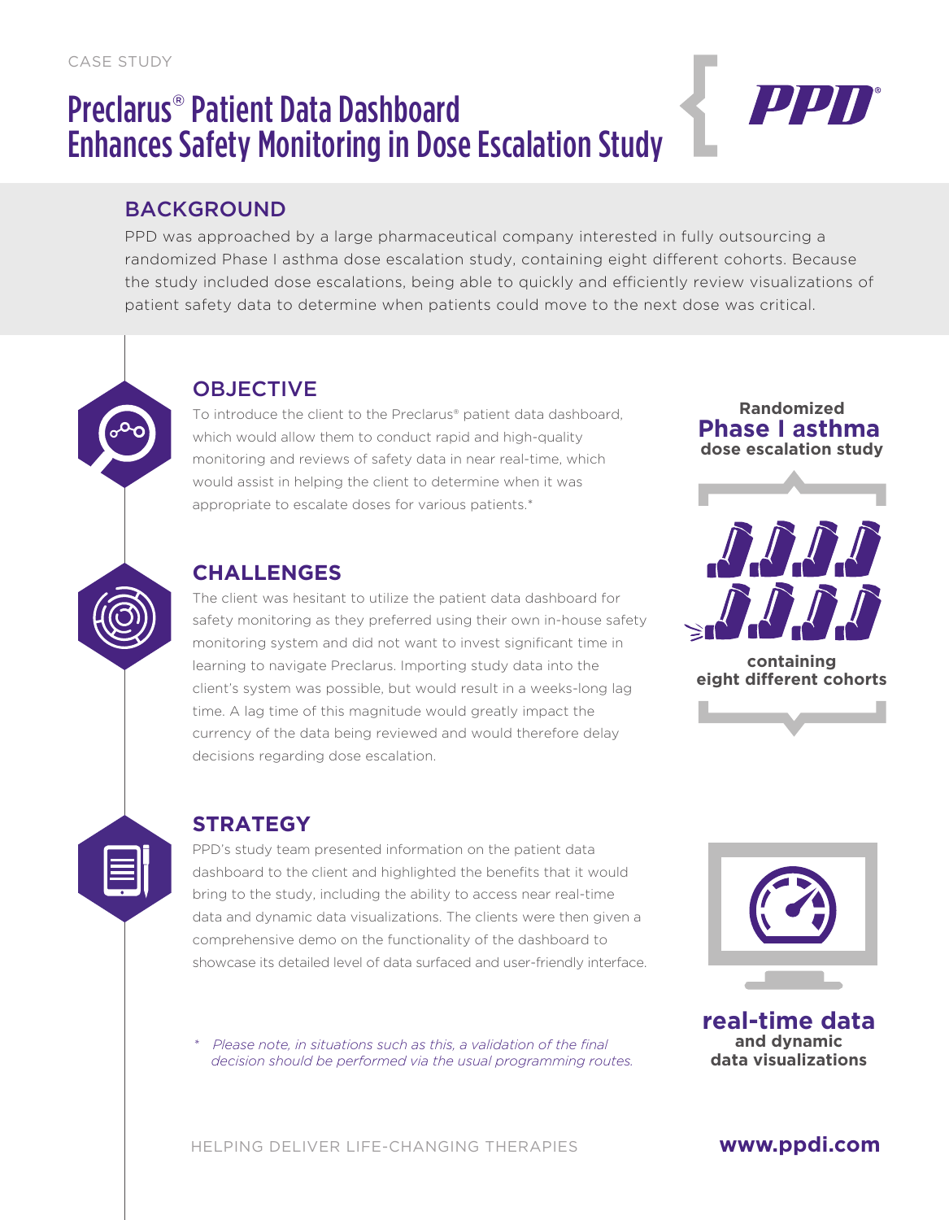CASE STUDY

# Preclarus® Patient Data Dashboard Enhances Safety Monitoring in Dose Escalation Study

PPD®

## BACKGROUND

PPD was approached by a large pharmaceutical company interested in fully outsourcing a randomized Phase I asthma dose escalation study, containing eight different cohorts. Because the study included dose escalations, being able to quickly and efficiently review visualizations of patient safety data to determine when patients could move to the next dose was critical.

## OBJECTIVE

To introduce the client to the Preclarus® patient data dashboard, which would allow them to conduct rapid and high-quality monitoring and reviews of safety data in near real-time, which would assist in helping the client to determine when it was appropriate to escalate doses for various patients.*

**Randomized**
**Phase I asthma**
**dose escalation study**

**containing**
**eight different cohorts**

## CHALLENGES

The client was hesitant to utilize the patient data dashboard for safety monitoring as they preferred using their own in-house safety monitoring system and did not want to invest significant time in learning to navigate Preclarus. Importing study data into the client's system was possible, but would result in a weeks-long lag time. A lag time of this magnitude would greatly impact the currency of the data being reviewed and would therefore delay decisions regarding dose escalation.

## STRATEGY

PPD's study team presented information on the patient data dashboard to the client and highlighted the benefits that it would bring to the study, including the ability to access near real-time data and dynamic data visualizations. The clients were then given a comprehensive demo on the functionality of the dashboard to showcase its detailed level of data surfaced and user-friendly interface.

**real-time data**
**and dynamic**
**data visualizations**

*\* Please note, in situations such as this, a validation of the final decision should be performed via the usual programming routes.*

HELPING DELIVER LIFE-CHANGING THERAPIES

**www.ppdi.com**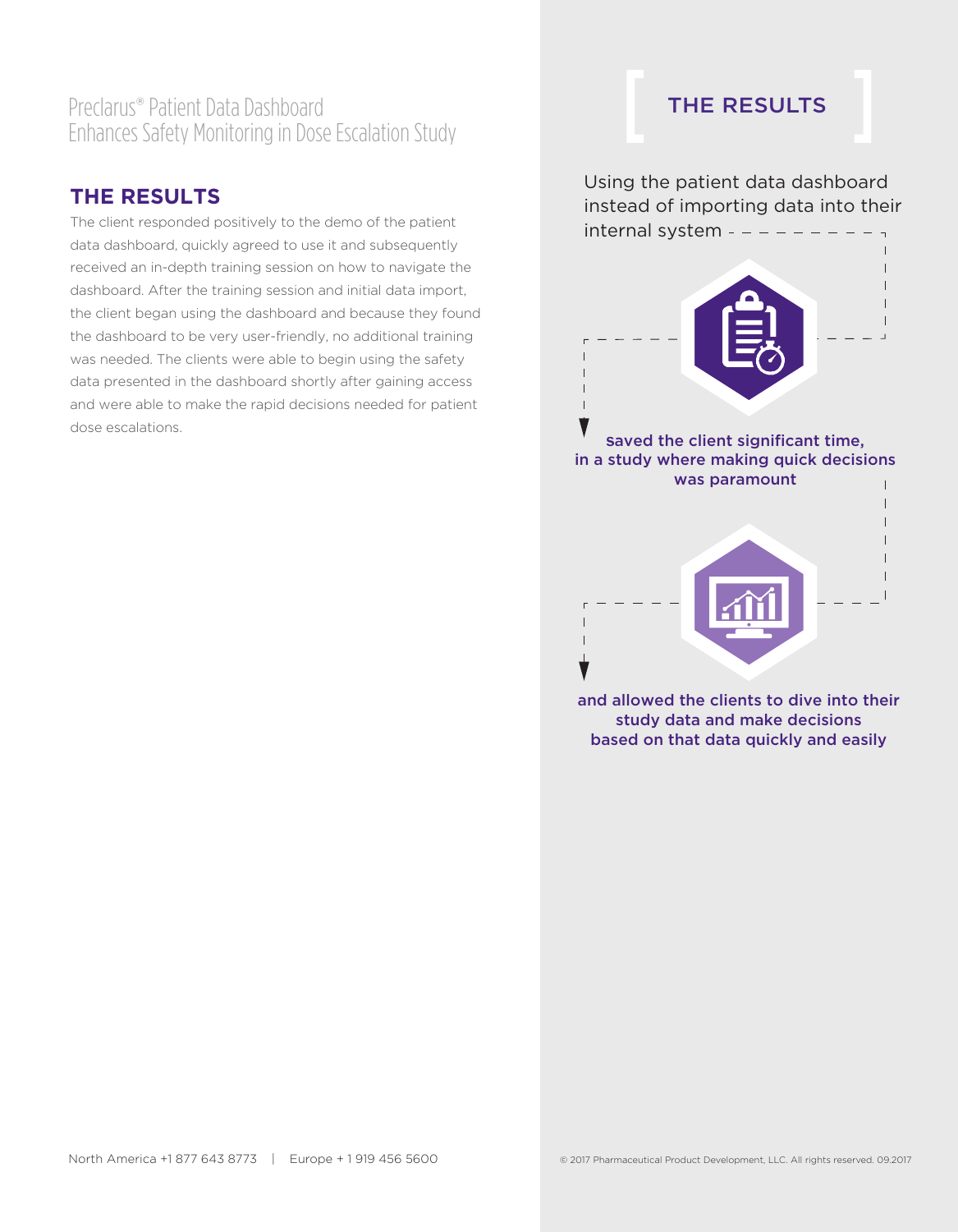Preclarus® Patient Data Dashboard
Enhances Safety Monitoring in Dose Escalation Study

## THE RESULTS

The client responded positively to the demo of the patient data dashboard, quickly agreed to use it and subsequently received an in-depth training session on how to navigate the dashboard. After the training session and initial data import, the client began using the dashboard and because they found the dashboard to be very user-friendly, no additional training was needed. The clients were able to begin using the safety data presented in the dashboard shortly after gaining access and were able to make the rapid decisions needed for patient dose escalations.

## THE RESULTS

Using the patient data dashboard instead of importing data into their internal system

saved the client significant time, in a study where making quick decisions was paramount

and allowed the clients to dive into their study data and make decisions based on that data quickly and easily

North America +1 877 643 8773 | Europe + 1 919 456 5600

© 2017 Pharmaceutical Product Development, LLC. All rights reserved. 09.2017